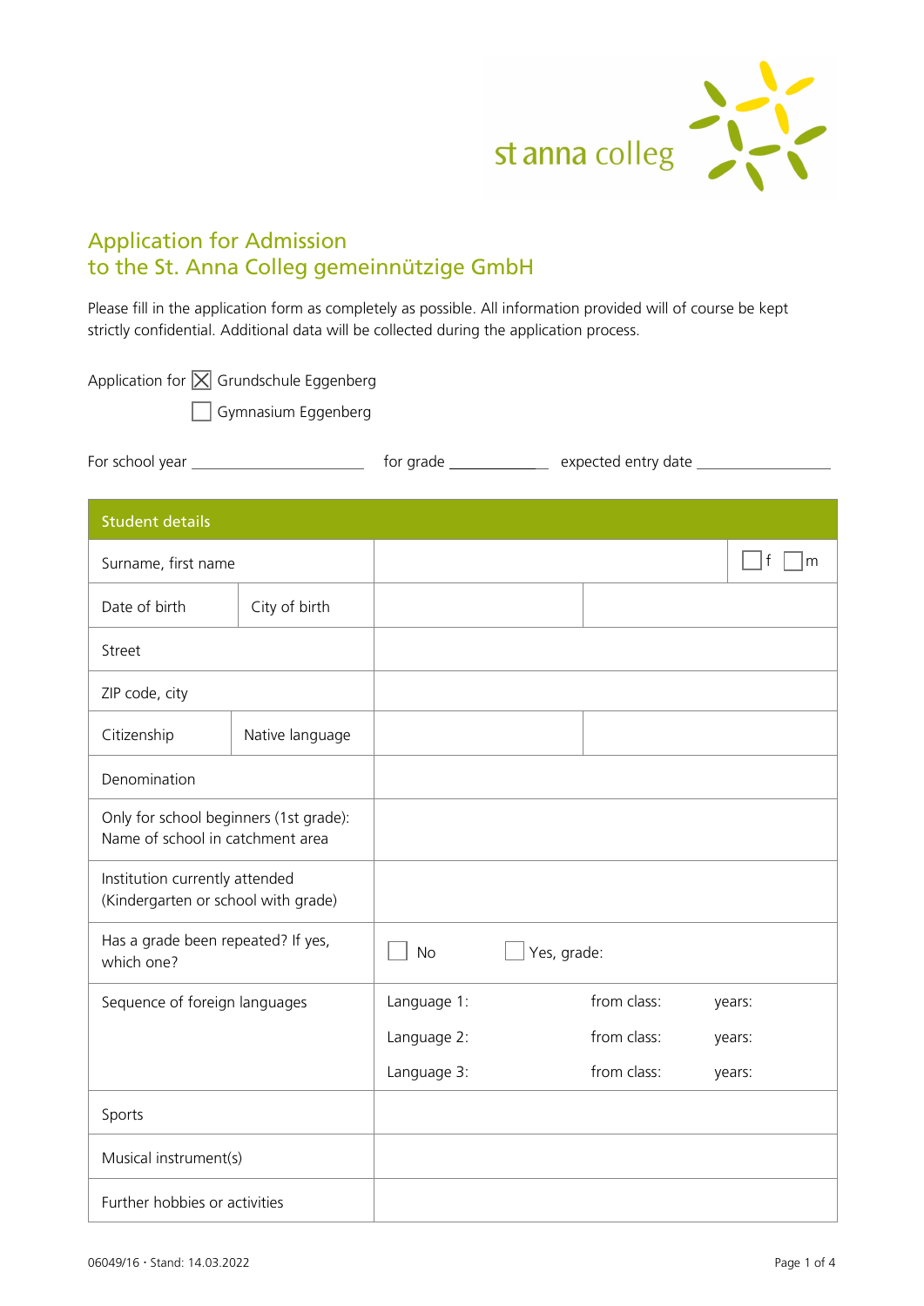st anna colleg

# Application for Admission to the St. Anna Colleg gemeinnützige GmbH

Please fill in the application form as completely as possible. All information provided will of course be kept strictly confidential. Additional data will be collected during the application process.

Application for ☒ Grundschule Eggenberg
☐ Gymnasium Eggenberg

For school year ____________________ for grade ____________ expected entry date ________________

| Student details | | | | |
|---|---|---|---|---|
| Surname, first name | | | | ☐ f ☐ m |
| Date of birth | City of birth | | | |
| Street | | | | |
| ZIP code, city | | | | |
| Citizenship | Native language | | | |
| Denomination | | | | |
| Only for school beginners (1st grade): Name of school in catchment area | | | | |
| Institution currently attended (Kindergarten or school with grade) | | | | |
| Has a grade been repeated? If yes, which one? | | ☐ No | ☐ Yes, grade: | |
| Sequence of foreign languages | | Language 1: | from class: | years: |
| | | Language 2: | from class: | years: |
| | | Language 3: | from class: | years: |
| Sports | | | | |
| Musical instrument(s) | | | | |
| Further hobbies or activities | | | | |

06049/16 · Stand: 14.03.2022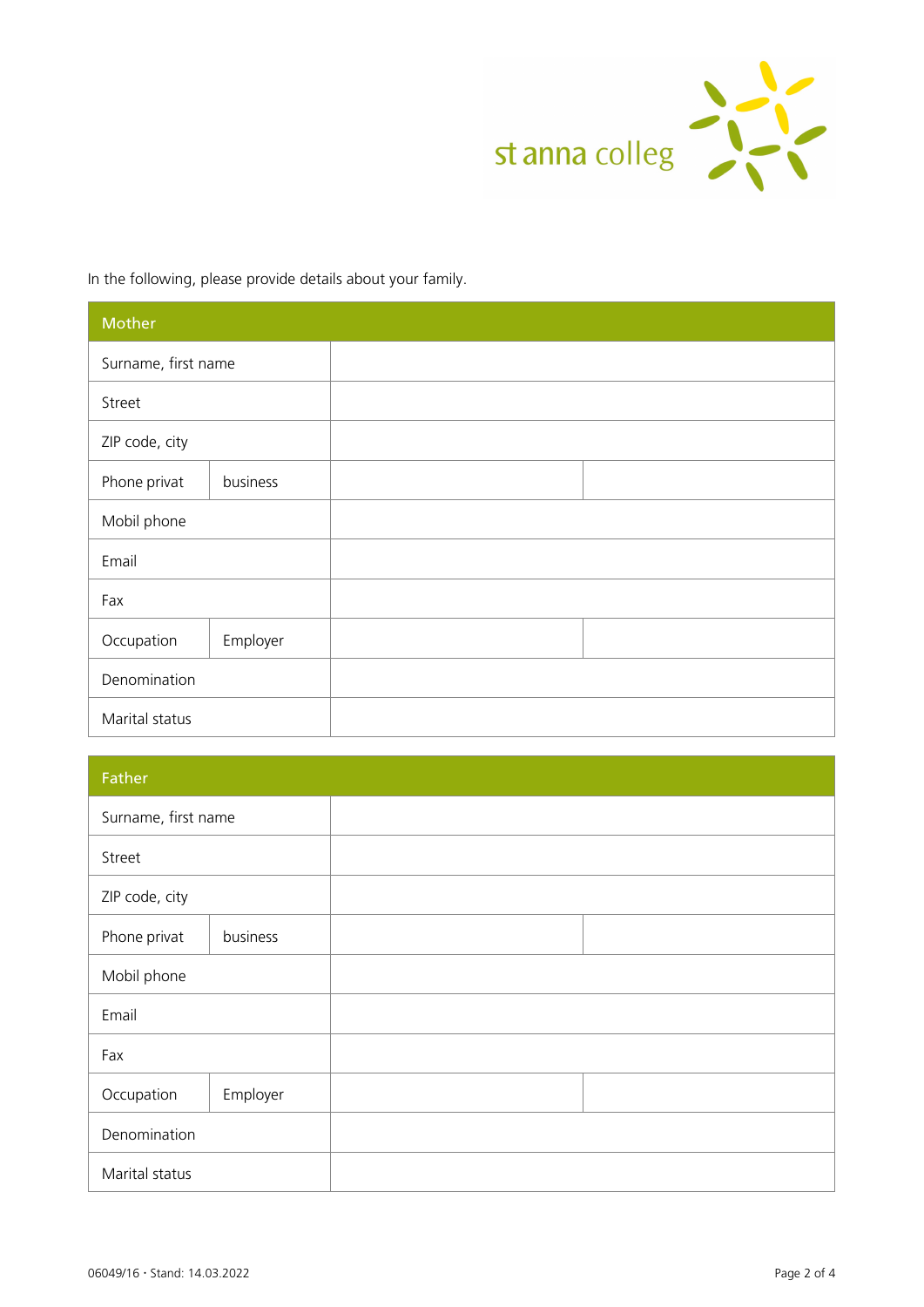st anna colleg

In the following, please provide details about your family.

| Mother | | | |
|---|---|---|---|
| Surname, first name | | | |
| Street | | | |
| ZIP code, city | | | |
| Phone privat | business | | |
| Mobil phone | | | |
| Email | | | |
| Fax | | | |
| Occupation | Employer | | |
| Denomination | | | |
| Marital status | | | |

| Father | | | |
|---|---|---|---|
| Surname, first name | | | |
| Street | | | |
| ZIP code, city | | | |
| Phone privat | business | | |
| Mobil phone | | | |
| Email | | | |
| Fax | | | |
| Occupation | Employer | | |
| Denomination | | | |
| Marital status | | | |

06049/16 · Stand: 14.03.2022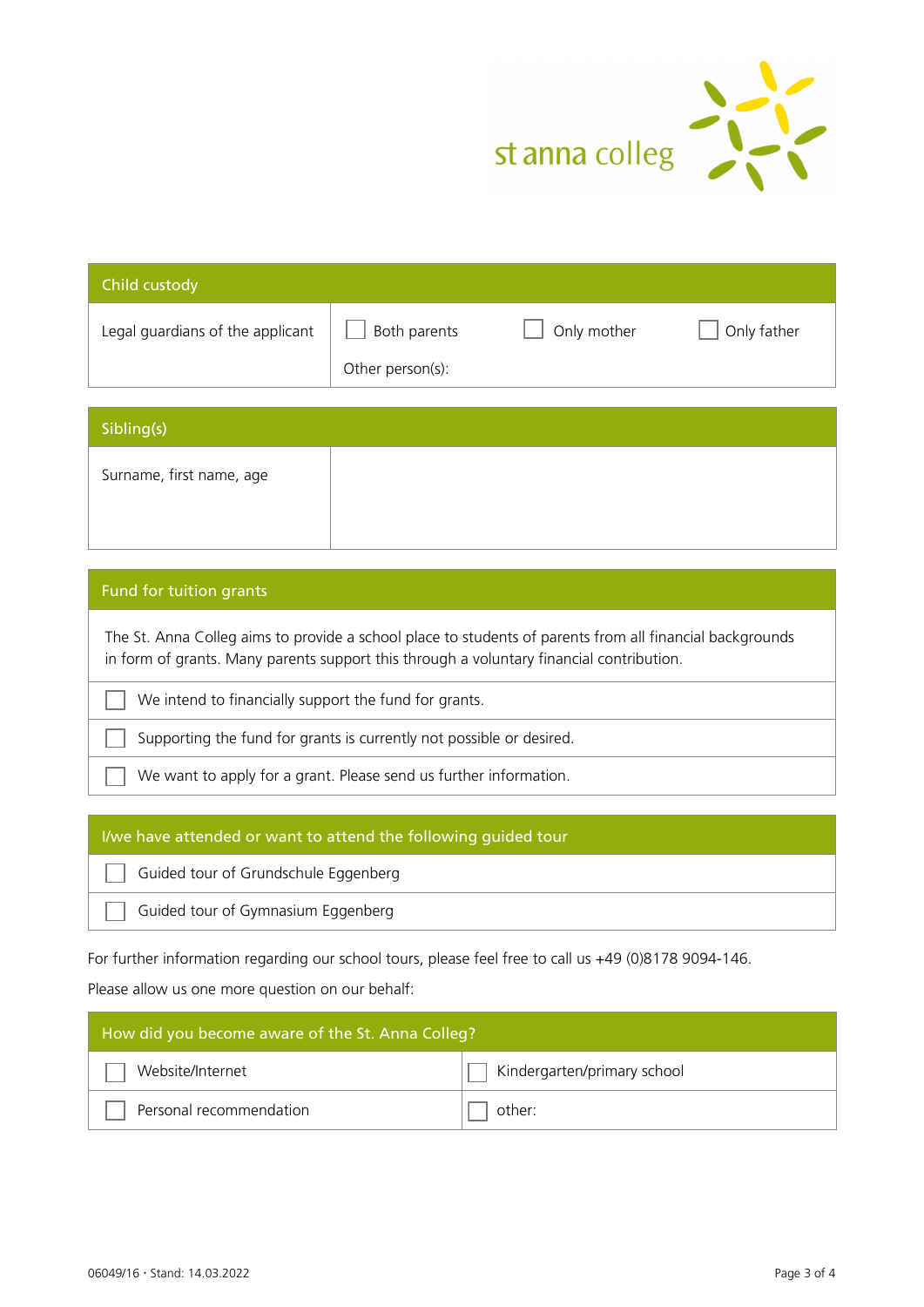st anna colleg

## Child custody

| Legal guardians of the applicant | ☐ Both parents ☐ Only mother ☐ Only father<br>Other person(s): |
|---|---|

## Sibling(s)

| Surname, first name, age | |
|---|---|

## Fund for tuition grants

The St. Anna Colleg aims to provide a school place to students of parents from all financial backgrounds in form of grants. Many parents support this through a voluntary financial contribution.

- ☐ We intend to financially support the fund for grants.
- ☐ Supporting the fund for grants is currently not possible or desired.
- ☐ We want to apply for a grant. Please send us further information.

## I/we have attended or want to attend the following guided tour

- ☐ Guided tour of Grundschule Eggenberg
- ☐ Guided tour of Gymnasium Eggenberg

For further information regarding our school tours, please feel free to call us +49 (0)8178 9094-146.

Please allow us one more question on our behalf:

## How did you become aware of the St. Anna Colleg?

| | |
|---|---|
| ☐ Website/Internet | ☐ Kindergarten/primary school |
| ☐ Personal recommendation | ☐ other: |

06049/16 · Stand: 14.03.2022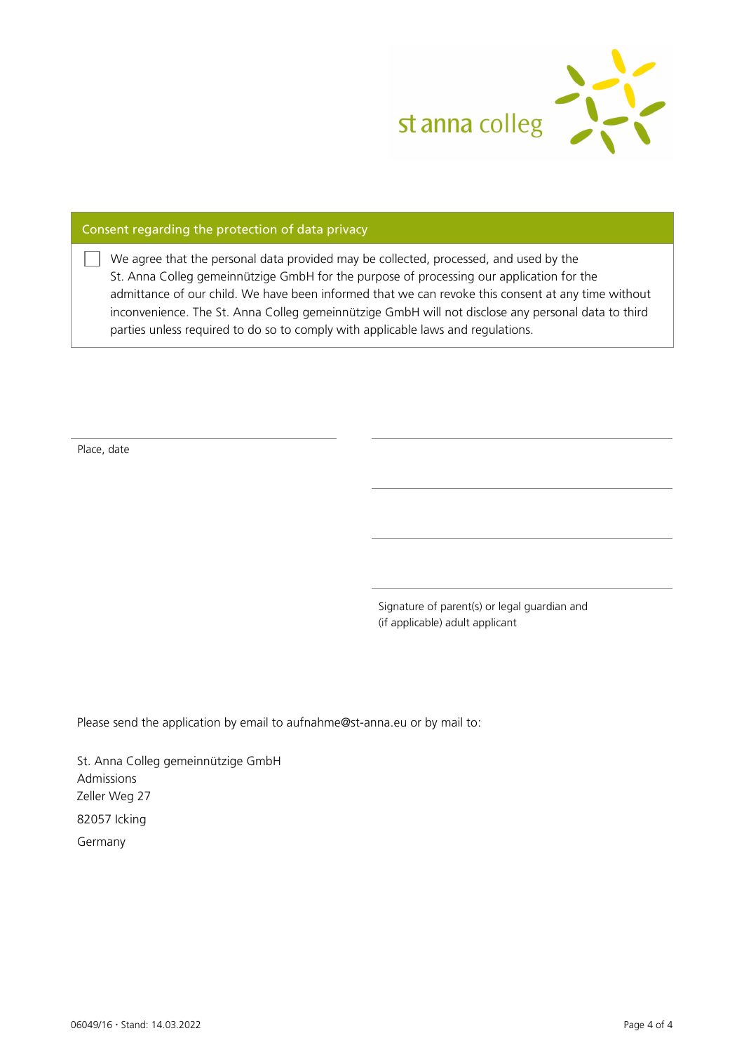st anna colleg

## Consent regarding the protection of data privacy

☐ We agree that the personal data provided may be collected, processed, and used by the St. Anna Colleg gemeinnützige GmbH for the purpose of processing our application for the admittance of our child. We have been informed that we can revoke this consent at any time without inconvenience. The St. Anna Colleg gemeinnützige GmbH will not disclose any personal data to third parties unless required to do so to comply with applicable laws and regulations.

Place, date

Signature of parent(s) or legal guardian and (if applicable) adult applicant

Please send the application by email to aufnahme@st-anna.eu or by mail to:

St. Anna Colleg gemeinnützige GmbH
Admissions
Zeller Weg 27
82057 Icking
Germany

06049/16 · Stand: 14.03.2022